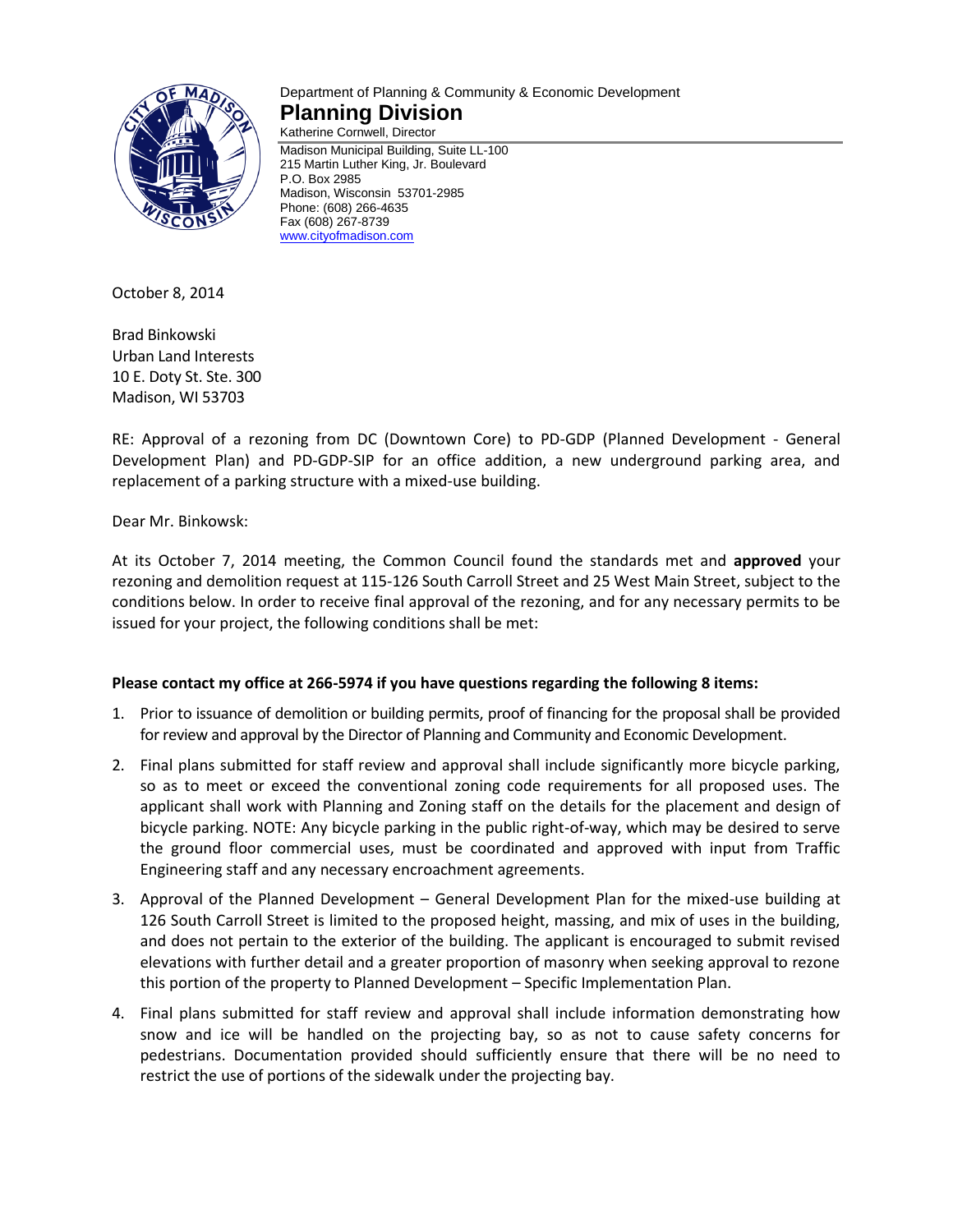Department of Planning & Community & Economic Development

# Planning Division

Katherine Cornwell, Director

Madison Municipal Building, Suite LL-100
215 Martin Luther King, Jr. Boulevard
P.O. Box 2985
Madison, Wisconsin 53701-2985
Phone: (608) 266-4635
Fax (608) 267-8739
www.cityofmadison.com

October 8, 2014

Brad Binkowski
Urban Land Interests
10 E. Doty St. Ste. 300
Madison, WI 53703

RE: Approval of a rezoning from DC (Downtown Core) to PD-GDP (Planned Development - General Development Plan) and PD-GDP-SIP for an office addition, a new underground parking area, and replacement of a parking structure with a mixed-use building.

Dear Mr. Binkowsk:

At its October 7, 2014 meeting, the Common Council found the standards met and **approved** your rezoning and demolition request at 115-126 South Carroll Street and 25 West Main Street, subject to the conditions below. In order to receive final approval of the rezoning, and for any necessary permits to be issued for your project, the following conditions shall be met:

**Please contact my office at 266-5974 if you have questions regarding the following 8 items:**

1. Prior to issuance of demolition or building permits, proof of financing for the proposal shall be provided for review and approval by the Director of Planning and Community and Economic Development.
2. Final plans submitted for staff review and approval shall include significantly more bicycle parking, so as to meet or exceed the conventional zoning code requirements for all proposed uses. The applicant shall work with Planning and Zoning staff on the details for the placement and design of bicycle parking. NOTE: Any bicycle parking in the public right-of-way, which may be desired to serve the ground floor commercial uses, must be coordinated and approved with input from Traffic Engineering staff and any necessary encroachment agreements.
3. Approval of the Planned Development – General Development Plan for the mixed-use building at 126 South Carroll Street is limited to the proposed height, massing, and mix of uses in the building, and does not pertain to the exterior of the building. The applicant is encouraged to submit revised elevations with further detail and a greater proportion of masonry when seeking approval to rezone this portion of the property to Planned Development – Specific Implementation Plan.
4. Final plans submitted for staff review and approval shall include information demonstrating how snow and ice will be handled on the projecting bay, so as not to cause safety concerns for pedestrians. Documentation provided should sufficiently ensure that there will be no need to restrict the use of portions of the sidewalk under the projecting bay.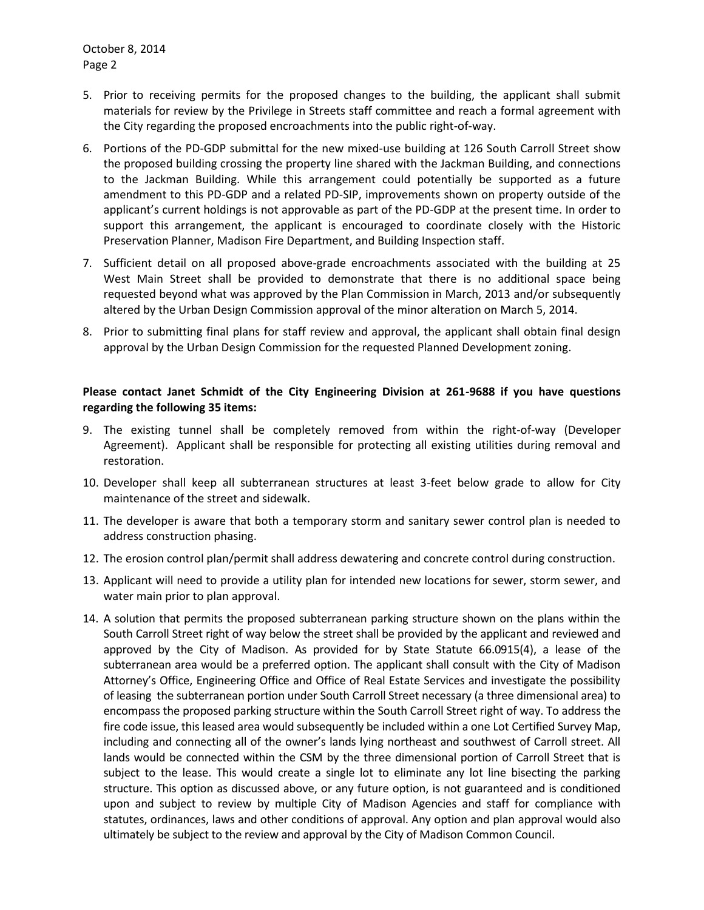5. Prior to receiving permits for the proposed changes to the building, the applicant shall submit materials for review by the Privilege in Streets staff committee and reach a formal agreement with the City regarding the proposed encroachments into the public right-of-way.
6. Portions of the PD-GDP submittal for the new mixed-use building at 126 South Carroll Street show the proposed building crossing the property line shared with the Jackman Building, and connections to the Jackman Building. While this arrangement could potentially be supported as a future amendment to this PD-GDP and a related PD-SIP, improvements shown on property outside of the applicant's current holdings is not approvable as part of the PD-GDP at the present time. In order to support this arrangement, the applicant is encouraged to coordinate closely with the Historic Preservation Planner, Madison Fire Department, and Building Inspection staff.
7. Sufficient detail on all proposed above-grade encroachments associated with the building at 25 West Main Street shall be provided to demonstrate that there is no additional space being requested beyond what was approved by the Plan Commission in March, 2013 and/or subsequently altered by the Urban Design Commission approval of the minor alteration on March 5, 2014.
8. Prior to submitting final plans for staff review and approval, the applicant shall obtain final design approval by the Urban Design Commission for the requested Planned Development zoning.

**Please contact Janet Schmidt of the City Engineering Division at 261-9688 if you have questions regarding the following 35 items:**

9. The existing tunnel shall be completely removed from within the right-of-way (Developer Agreement). Applicant shall be responsible for protecting all existing utilities during removal and restoration.
10. Developer shall keep all subterranean structures at least 3-feet below grade to allow for City maintenance of the street and sidewalk.
11. The developer is aware that both a temporary storm and sanitary sewer control plan is needed to address construction phasing.
12. The erosion control plan/permit shall address dewatering and concrete control during construction.
13. Applicant will need to provide a utility plan for intended new locations for sewer, storm sewer, and water main prior to plan approval.
14. A solution that permits the proposed subterranean parking structure shown on the plans within the South Carroll Street right of way below the street shall be provided by the applicant and reviewed and approved by the City of Madison. As provided for by State Statute 66.0915(4), a lease of the subterranean area would be a preferred option. The applicant shall consult with the City of Madison Attorney's Office, Engineering Office and Office of Real Estate Services and investigate the possibility of leasing the subterranean portion under South Carroll Street necessary (a three dimensional area) to encompass the proposed parking structure within the South Carroll Street right of way. To address the fire code issue, this leased area would subsequently be included within a one Lot Certified Survey Map, including and connecting all of the owner's lands lying northeast and southwest of Carroll street. All lands would be connected within the CSM by the three dimensional portion of Carroll Street that is subject to the lease. This would create a single lot to eliminate any lot line bisecting the parking structure. This option as discussed above, or any future option, is not guaranteed and is conditioned upon and subject to review by multiple City of Madison Agencies and staff for compliance with statutes, ordinances, laws and other conditions of approval. Any option and plan approval would also ultimately be subject to the review and approval by the City of Madison Common Council.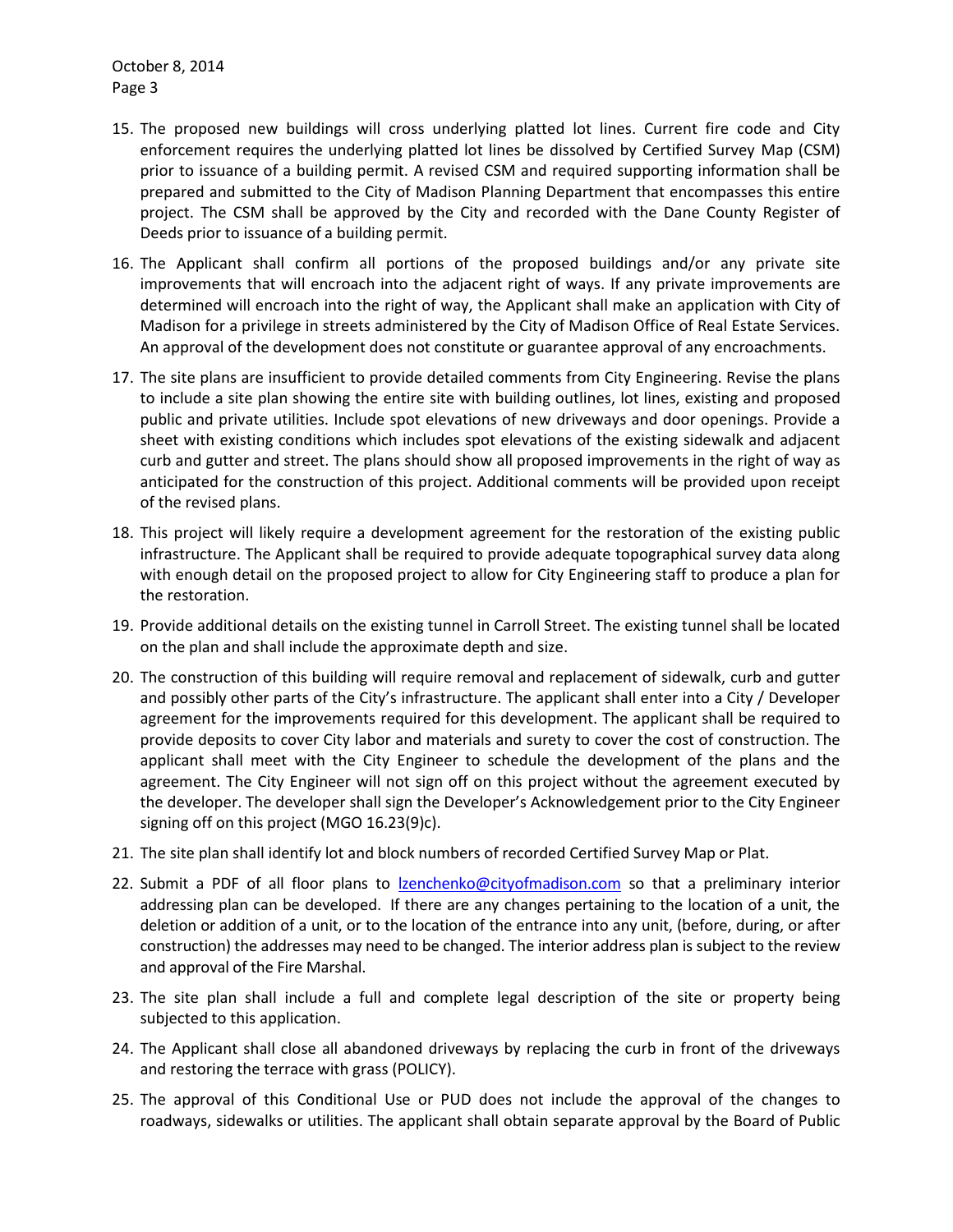15. The proposed new buildings will cross underlying platted lot lines. Current fire code and City enforcement requires the underlying platted lot lines be dissolved by Certified Survey Map (CSM) prior to issuance of a building permit. A revised CSM and required supporting information shall be prepared and submitted to the City of Madison Planning Department that encompasses this entire project. The CSM shall be approved by the City and recorded with the Dane County Register of Deeds prior to issuance of a building permit.

16. The Applicant shall confirm all portions of the proposed buildings and/or any private site improvements that will encroach into the adjacent right of ways. If any private improvements are determined will encroach into the right of way, the Applicant shall make an application with City of Madison for a privilege in streets administered by the City of Madison Office of Real Estate Services. An approval of the development does not constitute or guarantee approval of any encroachments.

17. The site plans are insufficient to provide detailed comments from City Engineering. Revise the plans to include a site plan showing the entire site with building outlines, lot lines, existing and proposed public and private utilities. Include spot elevations of new driveways and door openings. Provide a sheet with existing conditions which includes spot elevations of the existing sidewalk and adjacent curb and gutter and street. The plans should show all proposed improvements in the right of way as anticipated for the construction of this project. Additional comments will be provided upon receipt of the revised plans.

18. This project will likely require a development agreement for the restoration of the existing public infrastructure. The Applicant shall be required to provide adequate topographical survey data along with enough detail on the proposed project to allow for City Engineering staff to produce a plan for the restoration.

19. Provide additional details on the existing tunnel in Carroll Street. The existing tunnel shall be located on the plan and shall include the approximate depth and size.

20. The construction of this building will require removal and replacement of sidewalk, curb and gutter and possibly other parts of the City's infrastructure. The applicant shall enter into a City / Developer agreement for the improvements required for this development. The applicant shall be required to provide deposits to cover City labor and materials and surety to cover the cost of construction. The applicant shall meet with the City Engineer to schedule the development of the plans and the agreement. The City Engineer will not sign off on this project without the agreement executed by the developer. The developer shall sign the Developer's Acknowledgement prior to the City Engineer signing off on this project (MGO 16.23(9)c).

21. The site plan shall identify lot and block numbers of recorded Certified Survey Map or Plat.

22. Submit a PDF of all floor plans to lzenchenko@cityofmadison.com so that a preliminary interior addressing plan can be developed. If there are any changes pertaining to the location of a unit, the deletion or addition of a unit, or to the location of the entrance into any unit, (before, during, or after construction) the addresses may need to be changed. The interior address plan is subject to the review and approval of the Fire Marshal.

23. The site plan shall include a full and complete legal description of the site or property being subjected to this application.

24. The Applicant shall close all abandoned driveways by replacing the curb in front of the driveways and restoring the terrace with grass (POLICY).

25. The approval of this Conditional Use or PUD does not include the approval of the changes to roadways, sidewalks or utilities. The applicant shall obtain separate approval by the Board of Public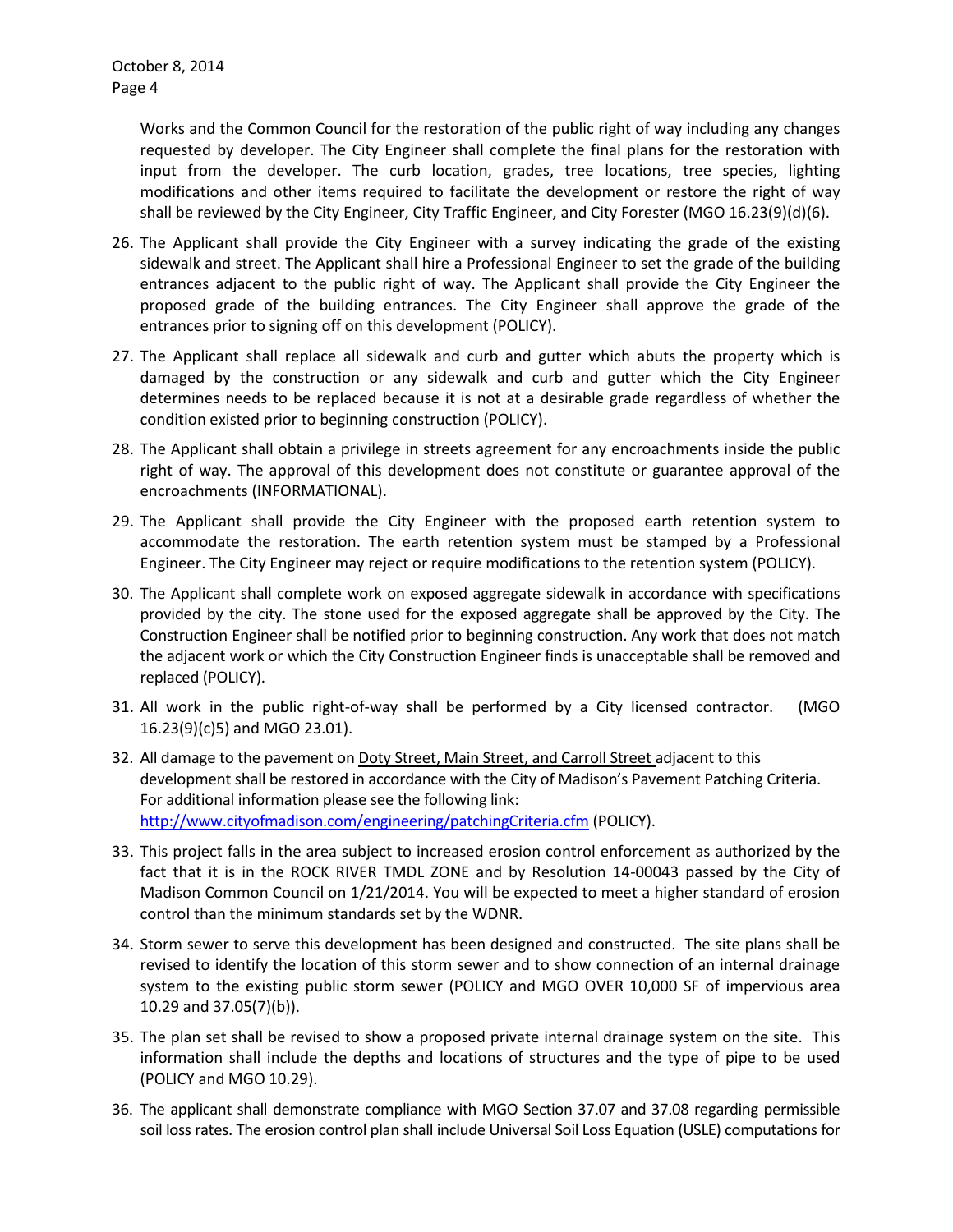Works and the Common Council for the restoration of the public right of way including any changes requested by developer. The City Engineer shall complete the final plans for the restoration with input from the developer. The curb location, grades, tree locations, tree species, lighting modifications and other items required to facilitate the development or restore the right of way shall be reviewed by the City Engineer, City Traffic Engineer, and City Forester (MGO 16.23(9)(d)(6).

26. The Applicant shall provide the City Engineer with a survey indicating the grade of the existing sidewalk and street. The Applicant shall hire a Professional Engineer to set the grade of the building entrances adjacent to the public right of way. The Applicant shall provide the City Engineer the proposed grade of the building entrances. The City Engineer shall approve the grade of the entrances prior to signing off on this development (POLICY).

27. The Applicant shall replace all sidewalk and curb and gutter which abuts the property which is damaged by the construction or any sidewalk and curb and gutter which the City Engineer determines needs to be replaced because it is not at a desirable grade regardless of whether the condition existed prior to beginning construction (POLICY).

28. The Applicant shall obtain a privilege in streets agreement for any encroachments inside the public right of way. The approval of this development does not constitute or guarantee approval of the encroachments (INFORMATIONAL).

29. The Applicant shall provide the City Engineer with the proposed earth retention system to accommodate the restoration. The earth retention system must be stamped by a Professional Engineer. The City Engineer may reject or require modifications to the retention system (POLICY).

30. The Applicant shall complete work on exposed aggregate sidewalk in accordance with specifications provided by the city. The stone used for the exposed aggregate shall be approved by the City. The Construction Engineer shall be notified prior to beginning construction. Any work that does not match the adjacent work or which the City Construction Engineer finds is unacceptable shall be removed and replaced (POLICY).

31. All work in the public right-of-way shall be performed by a City licensed contractor. (MGO 16.23(9)(c)5) and MGO 23.01).

32. All damage to the pavement on <u>Doty Street, Main Street, and Carroll Street</u> adjacent to this development shall be restored in accordance with the City of Madison's Pavement Patching Criteria. For additional information please see the following link: http://www.cityofmadison.com/engineering/patchingCriteria.cfm (POLICY).

33. This project falls in the area subject to increased erosion control enforcement as authorized by the fact that it is in the ROCK RIVER TMDL ZONE and by Resolution 14-00043 passed by the City of Madison Common Council on 1/21/2014. You will be expected to meet a higher standard of erosion control than the minimum standards set by the WDNR.

34. Storm sewer to serve this development has been designed and constructed. The site plans shall be revised to identify the location of this storm sewer and to show connection of an internal drainage system to the existing public storm sewer (POLICY and MGO OVER 10,000 SF of impervious area 10.29 and 37.05(7)(b)).

35. The plan set shall be revised to show a proposed private internal drainage system on the site. This information shall include the depths and locations of structures and the type of pipe to be used (POLICY and MGO 10.29).

36. The applicant shall demonstrate compliance with MGO Section 37.07 and 37.08 regarding permissible soil loss rates. The erosion control plan shall include Universal Soil Loss Equation (USLE) computations for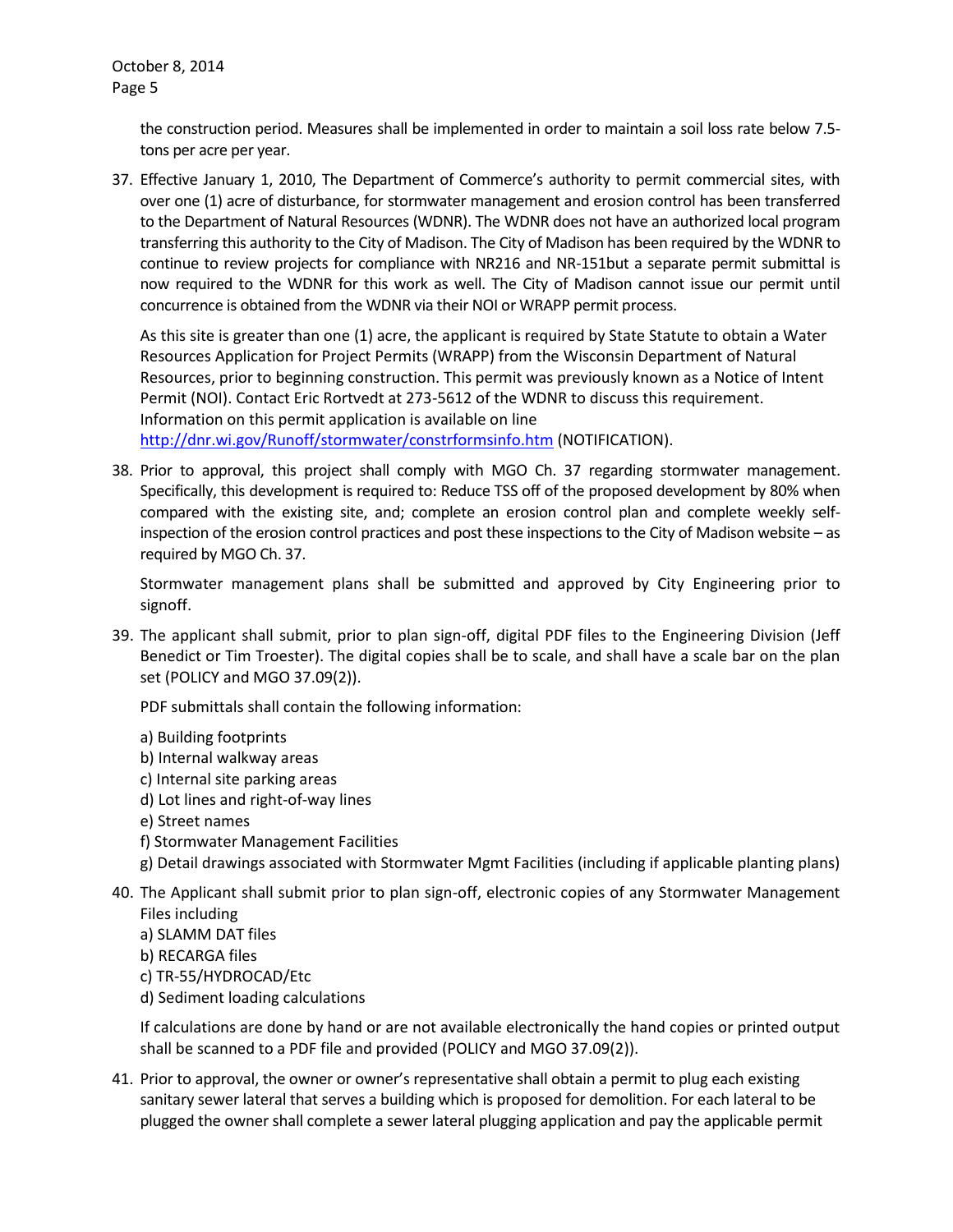the construction period. Measures shall be implemented in order to maintain a soil loss rate below 7.5-tons per acre per year.

37. Effective January 1, 2010, The Department of Commerce's authority to permit commercial sites, with over one (1) acre of disturbance, for stormwater management and erosion control has been transferred to the Department of Natural Resources (WDNR). The WDNR does not have an authorized local program transferring this authority to the City of Madison. The City of Madison has been required by the WDNR to continue to review projects for compliance with NR216 and NR-151but a separate permit submittal is now required to the WDNR for this work as well. The City of Madison cannot issue our permit until concurrence is obtained from the WDNR via their NOI or WRAPP permit process.

    As this site is greater than one (1) acre, the applicant is required by State Statute to obtain a Water Resources Application for Project Permits (WRAPP) from the Wisconsin Department of Natural Resources, prior to beginning construction. This permit was previously known as a Notice of Intent Permit (NOI). Contact Eric Rortvedt at 273-5612 of the WDNR to discuss this requirement. Information on this permit application is available on line http://dnr.wi.gov/Runoff/stormwater/constrformsinfo.htm (NOTIFICATION).

38. Prior to approval, this project shall comply with MGO Ch. 37 regarding stormwater management. Specifically, this development is required to: Reduce TSS off of the proposed development by 80% when compared with the existing site, and; complete an erosion control plan and complete weekly self-inspection of the erosion control practices and post these inspections to the City of Madison website – as required by MGO Ch. 37.

    Stormwater management plans shall be submitted and approved by City Engineering prior to signoff.

39. The applicant shall submit, prior to plan sign-off, digital PDF files to the Engineering Division (Jeff Benedict or Tim Troester). The digital copies shall be to scale, and shall have a scale bar on the plan set (POLICY and MGO 37.09(2)).

    PDF submittals shall contain the following information:

    a) Building footprints
    b) Internal walkway areas
    c) Internal site parking areas
    d) Lot lines and right-of-way lines
    e) Street names
    f) Stormwater Management Facilities
    g) Detail drawings associated with Stormwater Mgmt Facilities (including if applicable planting plans)

40. The Applicant shall submit prior to plan sign-off, electronic copies of any Stormwater Management Files including
    a) SLAMM DAT files
    b) RECARGA files
    c) TR-55/HYDROCAD/Etc
    d) Sediment loading calculations

    If calculations are done by hand or are not available electronically the hand copies or printed output shall be scanned to a PDF file and provided (POLICY and MGO 37.09(2)).

41. Prior to approval, the owner or owner's representative shall obtain a permit to plug each existing sanitary sewer lateral that serves a building which is proposed for demolition. For each lateral to be plugged the owner shall complete a sewer lateral plugging application and pay the applicable permit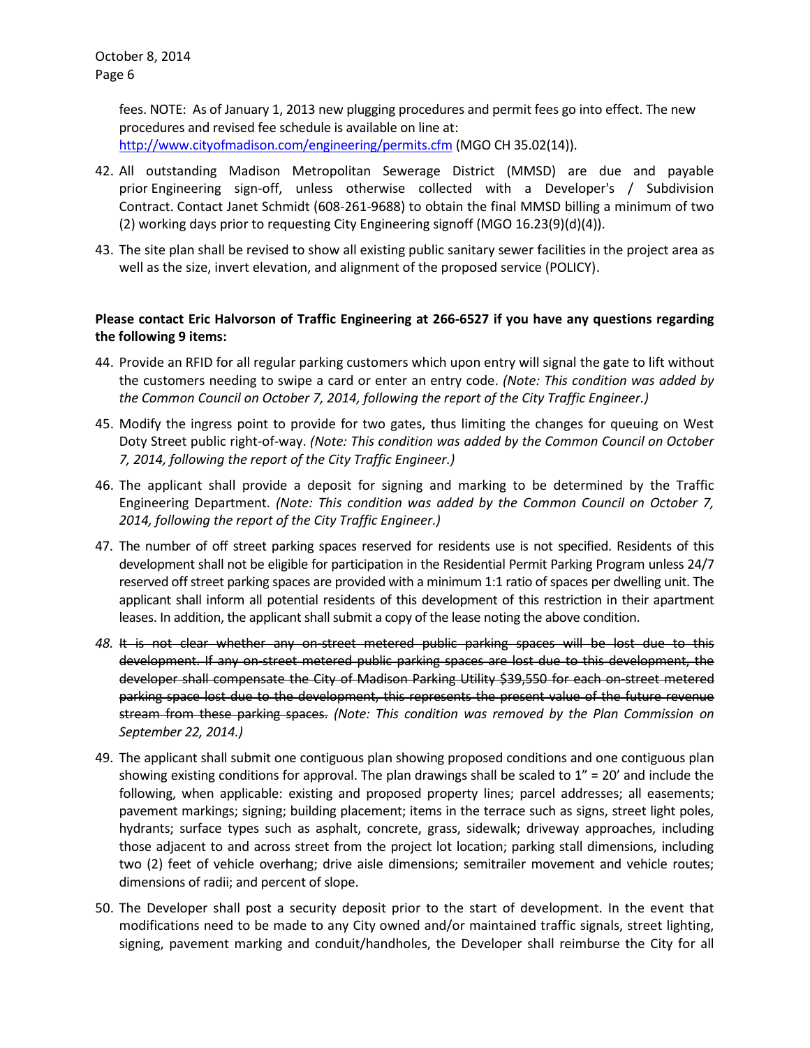fees. NOTE: As of January 1, 2013 new plugging procedures and permit fees go into effect. The new procedures and revised fee schedule is available on line at: http://www.cityofmadison.com/engineering/permits.cfm (MGO CH 35.02(14)).

42. All outstanding Madison Metropolitan Sewerage District (MMSD) are due and payable prior Engineering sign-off, unless otherwise collected with a Developer's / Subdivision Contract. Contact Janet Schmidt (608-261-9688) to obtain the final MMSD billing a minimum of two (2) working days prior to requesting City Engineering signoff (MGO 16.23(9)(d)(4)).

43. The site plan shall be revised to show all existing public sanitary sewer facilities in the project area as well as the size, invert elevation, and alignment of the proposed service (POLICY).

**Please contact Eric Halvorson of Traffic Engineering at 266-6527 if you have any questions regarding the following 9 items:**

44. Provide an RFID for all regular parking customers which upon entry will signal the gate to lift without the customers needing to swipe a card or enter an entry code. *(Note: This condition was added by the Common Council on October 7, 2014, following the report of the City Traffic Engineer.)*

45. Modify the ingress point to provide for two gates, thus limiting the changes for queuing on West Doty Street public right-of-way. *(Note: This condition was added by the Common Council on October 7, 2014, following the report of the City Traffic Engineer.)*

46. The applicant shall provide a deposit for signing and marking to be determined by the Traffic Engineering Department. *(Note: This condition was added by the Common Council on October 7, 2014, following the report of the City Traffic Engineer.)*

47. The number of off street parking spaces reserved for residents use is not specified. Residents of this development shall not be eligible for participation in the Residential Permit Parking Program unless 24/7 reserved off street parking spaces are provided with a minimum 1:1 ratio of spaces per dwelling unit. The applicant shall inform all potential residents of this development of this restriction in their apartment leases. In addition, the applicant shall submit a copy of the lease noting the above condition.

48. ~~It is not clear whether any on-street metered public parking spaces will be lost due to this development. If any on-street metered public parking spaces are lost due to this development, the developer shall compensate the City of Madison Parking Utility $39,550 for each on-street metered parking space lost due to the development, this represents the present value of the future revenue stream from these parking spaces.~~ *(Note: This condition was removed by the Plan Commission on September 22, 2014.)*

49. The applicant shall submit one contiguous plan showing proposed conditions and one contiguous plan showing existing conditions for approval. The plan drawings shall be scaled to 1" = 20' and include the following, when applicable: existing and proposed property lines; parcel addresses; all easements; pavement markings; signing; building placement; items in the terrace such as signs, street light poles, hydrants; surface types such as asphalt, concrete, grass, sidewalk; driveway approaches, including those adjacent to and across street from the project lot location; parking stall dimensions, including two (2) feet of vehicle overhang; drive aisle dimensions; semitrailer movement and vehicle routes; dimensions of radii; and percent of slope.

50. The Developer shall post a security deposit prior to the start of development. In the event that modifications need to be made to any City owned and/or maintained traffic signals, street lighting, signing, pavement marking and conduit/handholes, the Developer shall reimburse the City for all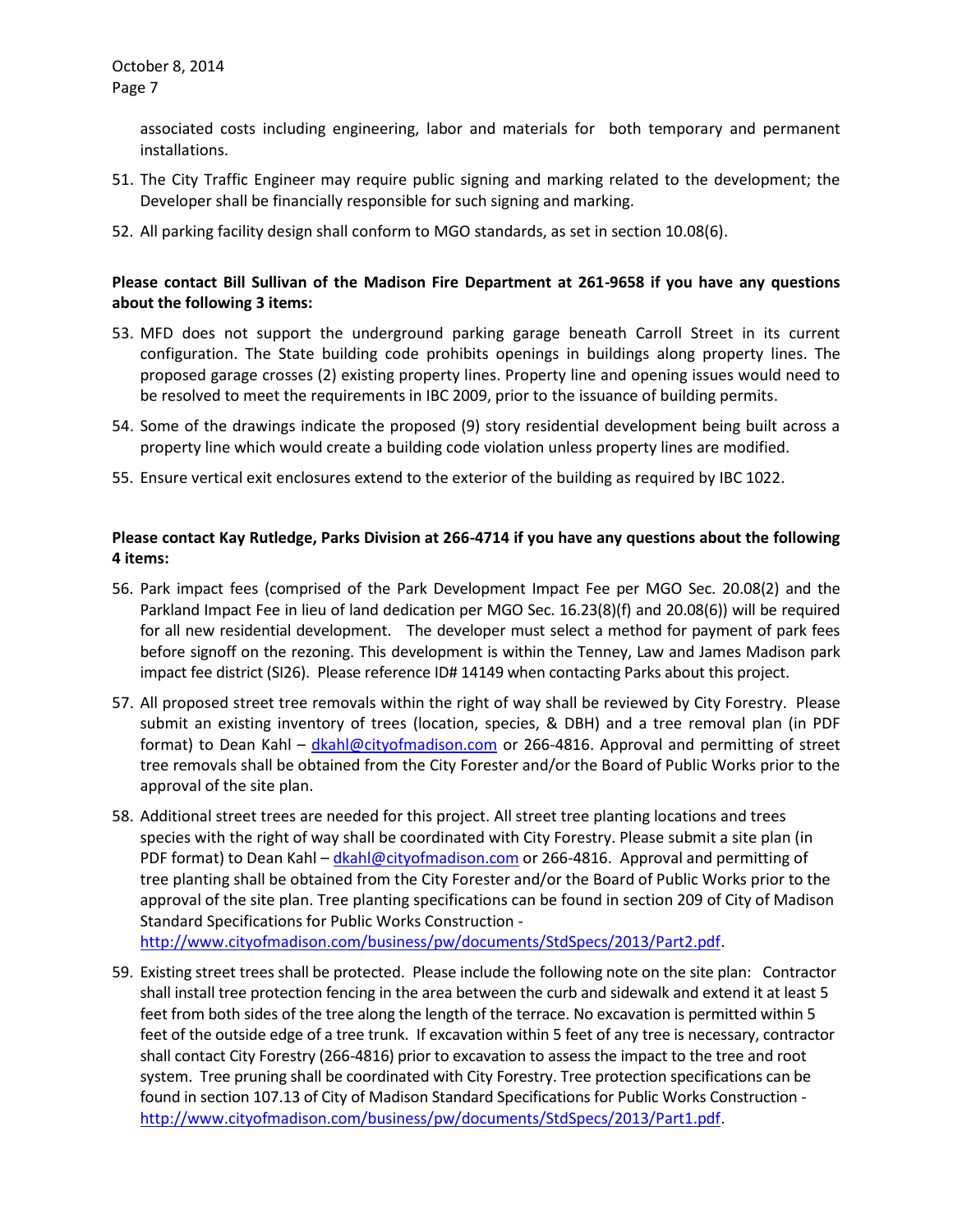associated costs including engineering, labor and materials for both temporary and permanent installations.

51. The City Traffic Engineer may require public signing and marking related to the development; the Developer shall be financially responsible for such signing and marking.
52. All parking facility design shall conform to MGO standards, as set in section 10.08(6).

**Please contact Bill Sullivan of the Madison Fire Department at 261-9658 if you have any questions about the following 3 items:**

53. MFD does not support the underground parking garage beneath Carroll Street in its current configuration. The State building code prohibits openings in buildings along property lines. The proposed garage crosses (2) existing property lines. Property line and opening issues would need to be resolved to meet the requirements in IBC 2009, prior to the issuance of building permits.
54. Some of the drawings indicate the proposed (9) story residential development being built across a property line which would create a building code violation unless property lines are modified.
55. Ensure vertical exit enclosures extend to the exterior of the building as required by IBC 1022.

**Please contact Kay Rutledge, Parks Division at 266-4714 if you have any questions about the following 4 items:**

56. Park impact fees (comprised of the Park Development Impact Fee per MGO Sec. 20.08(2) and the Parkland Impact Fee in lieu of land dedication per MGO Sec. 16.23(8)(f) and 20.08(6)) will be required for all new residential development. The developer must select a method for payment of park fees before signoff on the rezoning. This development is within the Tenney, Law and James Madison park impact fee district (SI26). Please reference ID# 14149 when contacting Parks about this project.
57. All proposed street tree removals within the right of way shall be reviewed by City Forestry. Please submit an existing inventory of trees (location, species, & DBH) and a tree removal plan (in PDF format) to Dean Kahl – [dkahl@cityofmadison.com](mailto:dkahl@cityofmadison.com) or 266-4816. Approval and permitting of street tree removals shall be obtained from the City Forester and/or the Board of Public Works prior to the approval of the site plan.
58. Additional street trees are needed for this project. All street tree planting locations and trees species with the right of way shall be coordinated with City Forestry. Please submit a site plan (in PDF format) to Dean Kahl – [dkahl@cityofmadison.com](mailto:dkahl@cityofmadison.com) or 266-4816. Approval and permitting of tree planting shall be obtained from the City Forester and/or the Board of Public Works prior to the approval of the site plan. Tree planting specifications can be found in section 209 of City of Madison Standard Specifications for Public Works Construction - [http://www.cityofmadison.com/business/pw/documents/StdSpecs/2013/Part2.pdf](http://www.cityofmadison.com/business/pw/documents/StdSpecs/2013/Part2.pdf).
59. Existing street trees shall be protected. Please include the following note on the site plan: Contractor shall install tree protection fencing in the area between the curb and sidewalk and extend it at least 5 feet from both sides of the tree along the length of the terrace. No excavation is permitted within 5 feet of the outside edge of a tree trunk. If excavation within 5 feet of any tree is necessary, contractor shall contact City Forestry (266-4816) prior to excavation to assess the impact to the tree and root system. Tree pruning shall be coordinated with City Forestry. Tree protection specifications can be found in section 107.13 of City of Madison Standard Specifications for Public Works Construction - [http://www.cityofmadison.com/business/pw/documents/StdSpecs/2013/Part1.pdf](http://www.cityofmadison.com/business/pw/documents/StdSpecs/2013/Part1.pdf).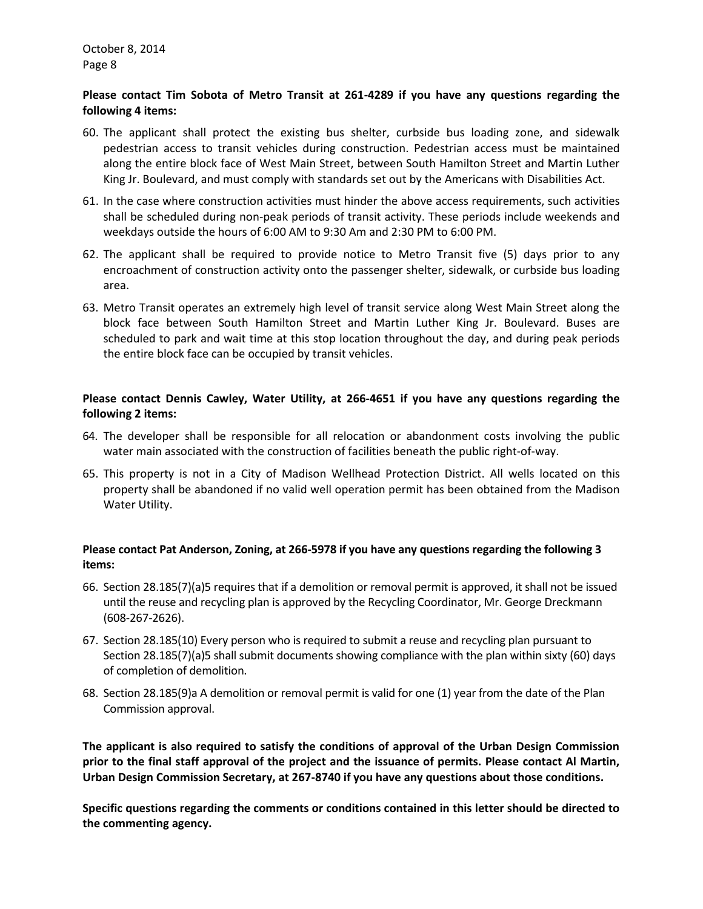**Please contact Tim Sobota of Metro Transit at 261-4289 if you have any questions regarding the following 4 items:**

60. The applicant shall protect the existing bus shelter, curbside bus loading zone, and sidewalk pedestrian access to transit vehicles during construction. Pedestrian access must be maintained along the entire block face of West Main Street, between South Hamilton Street and Martin Luther King Jr. Boulevard, and must comply with standards set out by the Americans with Disabilities Act.

61. In the case where construction activities must hinder the above access requirements, such activities shall be scheduled during non-peak periods of transit activity. These periods include weekends and weekdays outside the hours of 6:00 AM to 9:30 Am and 2:30 PM to 6:00 PM.

62. The applicant shall be required to provide notice to Metro Transit five (5) days prior to any encroachment of construction activity onto the passenger shelter, sidewalk, or curbside bus loading area.

63. Metro Transit operates an extremely high level of transit service along West Main Street along the block face between South Hamilton Street and Martin Luther King Jr. Boulevard. Buses are scheduled to park and wait time at this stop location throughout the day, and during peak periods the entire block face can be occupied by transit vehicles.

**Please contact Dennis Cawley, Water Utility, at 266-4651 if you have any questions regarding the following 2 items:**

64. The developer shall be responsible for all relocation or abandonment costs involving the public water main associated with the construction of facilities beneath the public right-of-way.

65. This property is not in a City of Madison Wellhead Protection District. All wells located on this property shall be abandoned if no valid well operation permit has been obtained from the Madison Water Utility.

**Please contact Pat Anderson, Zoning, at 266-5978 if you have any questions regarding the following 3 items:**

66. Section 28.185(7)(a)5 requires that if a demolition or removal permit is approved, it shall not be issued until the reuse and recycling plan is approved by the Recycling Coordinator, Mr. George Dreckmann (608-267-2626).

67. Section 28.185(10) Every person who is required to submit a reuse and recycling plan pursuant to Section 28.185(7)(a)5 shall submit documents showing compliance with the plan within sixty (60) days of completion of demolition.

68. Section 28.185(9)a A demolition or removal permit is valid for one (1) year from the date of the Plan Commission approval.

**The applicant is also required to satisfy the conditions of approval of the Urban Design Commission prior to the final staff approval of the project and the issuance of permits. Please contact Al Martin, Urban Design Commission Secretary, at 267-8740 if you have any questions about those conditions.**

**Specific questions regarding the comments or conditions contained in this letter should be directed to the commenting agency.**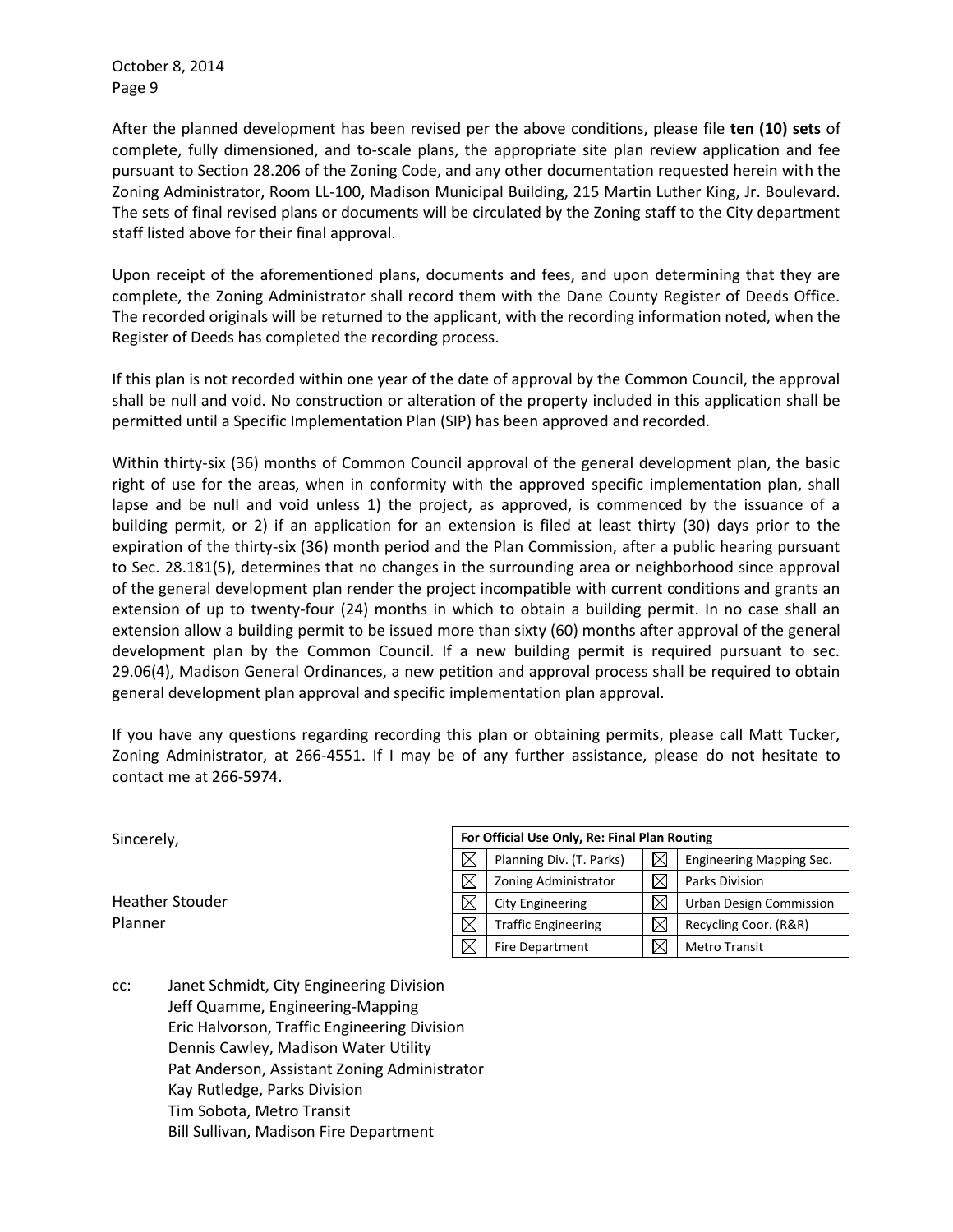After the planned development has been revised per the above conditions, please file **ten (10) sets** of complete, fully dimensioned, and to-scale plans, the appropriate site plan review application and fee pursuant to Section 28.206 of the Zoning Code, and any other documentation requested herein with the Zoning Administrator, Room LL-100, Madison Municipal Building, 215 Martin Luther King, Jr. Boulevard. The sets of final revised plans or documents will be circulated by the Zoning staff to the City department staff listed above for their final approval.

Upon receipt of the aforementioned plans, documents and fees, and upon determining that they are complete, the Zoning Administrator shall record them with the Dane County Register of Deeds Office. The recorded originals will be returned to the applicant, with the recording information noted, when the Register of Deeds has completed the recording process.

If this plan is not recorded within one year of the date of approval by the Common Council, the approval shall be null and void. No construction or alteration of the property included in this application shall be permitted until a Specific Implementation Plan (SIP) has been approved and recorded.

Within thirty-six (36) months of Common Council approval of the general development plan, the basic right of use for the areas, when in conformity with the approved specific implementation plan, shall lapse and be null and void unless 1) the project, as approved, is commenced by the issuance of a building permit, or 2) if an application for an extension is filed at least thirty (30) days prior to the expiration of the thirty-six (36) month period and the Plan Commission, after a public hearing pursuant to Sec. 28.181(5), determines that no changes in the surrounding area or neighborhood since approval of the general development plan render the project incompatible with current conditions and grants an extension of up to twenty-four (24) months in which to obtain a building permit. In no case shall an extension allow a building permit to be issued more than sixty (60) months after approval of the general development plan by the Common Council. If a new building permit is required pursuant to sec. 29.06(4), Madison General Ordinances, a new petition and approval process shall be required to obtain general development plan approval and specific implementation plan approval.

If you have any questions regarding recording this plan or obtaining permits, please call Matt Tucker, Zoning Administrator, at 266-4551. If I may be of any further assistance, please do not hesitate to contact me at 266-5974.

Sincerely,

Heather Stouder
Planner

| **For Official Use Only, Re: Final Plan Routing** | | | |
|---|---|---|---|
| ☒ | Planning Div. (T. Parks) | ☒ | Engineering Mapping Sec. |
| ☒ | Zoning Administrator | ☒ | Parks Division |
| ☒ | City Engineering | ☒ | Urban Design Commission |
| ☒ | Traffic Engineering | ☒ | Recycling Coor. (R&R) |
| ☒ | Fire Department | ☒ | Metro Transit |

cc: Janet Schmidt, City Engineering Division
Jeff Quamme, Engineering-Mapping
Eric Halvorson, Traffic Engineering Division
Dennis Cawley, Madison Water Utility
Pat Anderson, Assistant Zoning Administrator
Kay Rutledge, Parks Division
Tim Sobota, Metro Transit
Bill Sullivan, Madison Fire Department